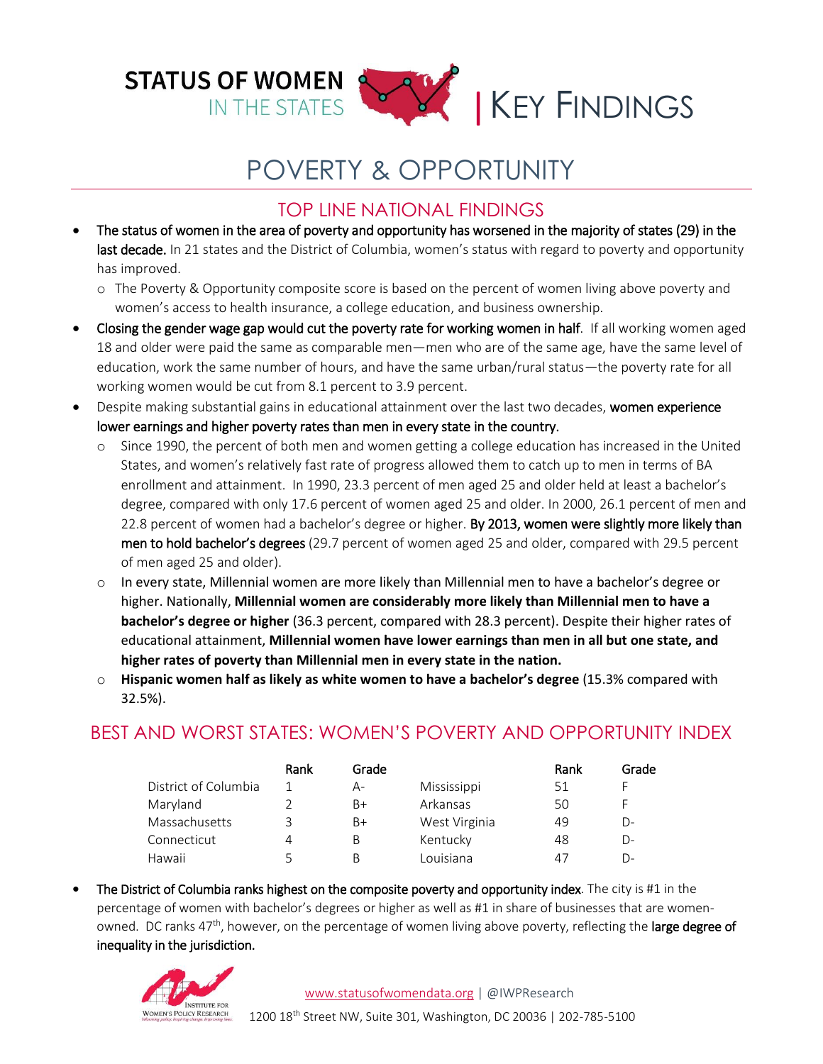# STATUS OF WOMEN IN THE STATES | KEY FINDINGS

# POVERTY & OPPORTUNITY

## TOP LINE NATIONAL FINDINGS

- **The status of women in the area of poverty and opportunity has worsened in the majority of states (29) in the last decade.** In 21 states and the District of Columbia, women's status with regard to poverty and opportunity has improved.
  - The Poverty & Opportunity composite score is based on the percent of women living above poverty and women's access to health insurance, a college education, and business ownership.
- **Closing the gender wage gap would cut the poverty rate for working women in half**. If all working women aged 18 and older were paid the same as comparable men—men who are of the same age, have the same level of education, work the same number of hours, and have the same urban/rural status—the poverty rate for all working women would be cut from 8.1 percent to 3.9 percent.
- Despite making substantial gains in educational attainment over the last two decades, **women experience lower earnings and higher poverty rates than men in every state in the country.**
  - Since 1990, the percent of both men and women getting a college education has increased in the United States, and women's relatively fast rate of progress allowed them to catch up to men in terms of BA enrollment and attainment. In 1990, 23.3 percent of men aged 25 and older held at least a bachelor's degree, compared with only 17.6 percent of women aged 25 and older. In 2000, 26.1 percent of men and 22.8 percent of women had a bachelor's degree or higher. **By 2013, women were slightly more likely than men to hold bachelor's degrees** (29.7 percent of women aged 25 and older, compared with 29.5 percent of men aged 25 and older).
  - In every state, Millennial women are more likely than Millennial men to have a bachelor's degree or higher. Nationally, **Millennial women are considerably more likely than Millennial men to have a bachelor's degree or higher** (36.3 percent, compared with 28.3 percent). Despite their higher rates of educational attainment, **Millennial women have lower earnings than men in all but one state, and higher rates of poverty than Millennial men in every state in the nation.**
  - **Hispanic women half as likely as white women to have a bachelor's degree** (15.3% compared with 32.5%).

## BEST AND WORST STATES: WOMEN'S POVERTY AND OPPORTUNITY INDEX

| | Rank | Grade | | Rank | Grade |
|---|---|---|---|---|---|
| District of Columbia | 1 | A- | Mississippi | 51 | F |
| Maryland | 2 | B+ | Arkansas | 50 | F |
| Massachusetts | 3 | B+ | West Virginia | 49 | D- |
| Connecticut | 4 | B | Kentucky | 48 | D- |
| Hawaii | 5 | B | Louisiana | 47 | D- |

- **The District of Columbia ranks highest on the composite poverty and opportunity index**. The city is #1 in the percentage of women with bachelor's degrees or higher as well as #1 in share of businesses that are women-owned. DC ranks 47th, however, on the percentage of women living above poverty, reflecting the **large degree of inequality in the jurisdiction.**

Institute for Women's Policy Research

www.statusofwomendata.org | @IWPResearch

1200 18th Street NW, Suite 301, Washington, DC 20036 | 202-785-5100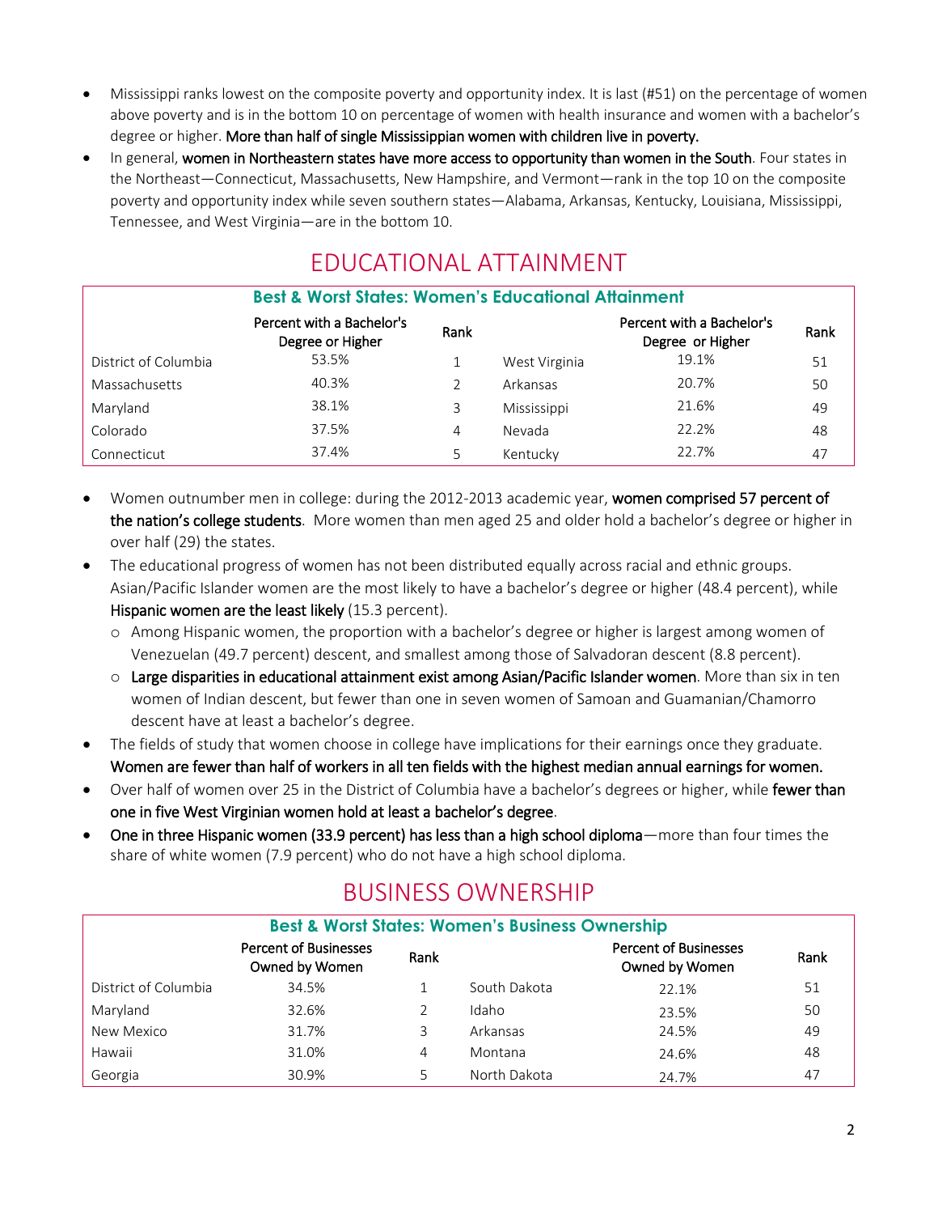- Mississippi ranks lowest on the composite poverty and opportunity index. It is last (#51) on the percentage of women above poverty and is in the bottom 10 on percentage of women with health insurance and women with a bachelor's degree or higher. **More than half of single Mississippian women with children live in poverty.**
- In general, **women in Northeastern states have more access to opportunity than women in the South**. Four states in the Northeast—Connecticut, Massachusetts, New Hampshire, and Vermont—rank in the top 10 on the composite poverty and opportunity index while seven southern states—Alabama, Arkansas, Kentucky, Louisiana, Mississippi, Tennessee, and West Virginia—are in the bottom 10.

# EDUCATIONAL ATTAINMENT

**Best & Worst States: Women's Educational Attainment**

| | Percent with a Bachelor's Degree or Higher | Rank | | Percent with a Bachelor's Degree or Higher | Rank |
|---|---|---|---|---|---|
| District of Columbia | 53.5% | 1 | West Virginia | 19.1% | 51 |
| Massachusetts | 40.3% | 2 | Arkansas | 20.7% | 50 |
| Maryland | 38.1% | 3 | Mississippi | 21.6% | 49 |
| Colorado | 37.5% | 4 | Nevada | 22.2% | 48 |
| Connecticut | 37.4% | 5 | Kentucky | 22.7% | 47 |

- Women outnumber men in college: during the 2012-2013 academic year, **women comprised 57 percent of the nation's college students**. More women than men aged 25 and older hold a bachelor's degree or higher in over half (29) the states.
- The educational progress of women has not been distributed equally across racial and ethnic groups. Asian/Pacific Islander women are the most likely to have a bachelor's degree or higher (48.4 percent), while **Hispanic women are the least likely** (15.3 percent).
  - Among Hispanic women, the proportion with a bachelor's degree or higher is largest among women of Venezuelan (49.7 percent) descent, and smallest among those of Salvadoran descent (8.8 percent).
  - **Large disparities in educational attainment exist among Asian/Pacific Islander women**. More than six in ten women of Indian descent, but fewer than one in seven women of Samoan and Guamanian/Chamorro descent have at least a bachelor's degree.
- The fields of study that women choose in college have implications for their earnings once they graduate. **Women are fewer than half of workers in all ten fields with the highest median annual earnings for women.**
- Over half of women over 25 in the District of Columbia have a bachelor's degrees or higher, while **fewer than one in five West Virginian women hold at least a bachelor's degree**.
- **One in three Hispanic women (33.9 percent) has less than a high school diploma**—more than four times the share of white women (7.9 percent) who do not have a high school diploma.

# BUSINESS OWNERSHIP

**Best & Worst States: Women's Business Ownership**

| | Percent of Businesses Owned by Women | Rank | | Percent of Businesses Owned by Women | Rank |
|---|---|---|---|---|---|
| District of Columbia | 34.5% | 1 | South Dakota | 22.1% | 51 |
| Maryland | 32.6% | 2 | Idaho | 23.5% | 50 |
| New Mexico | 31.7% | 3 | Arkansas | 24.5% | 49 |
| Hawaii | 31.0% | 4 | Montana | 24.6% | 48 |
| Georgia | 30.9% | 5 | North Dakota | 24.7% | 47 |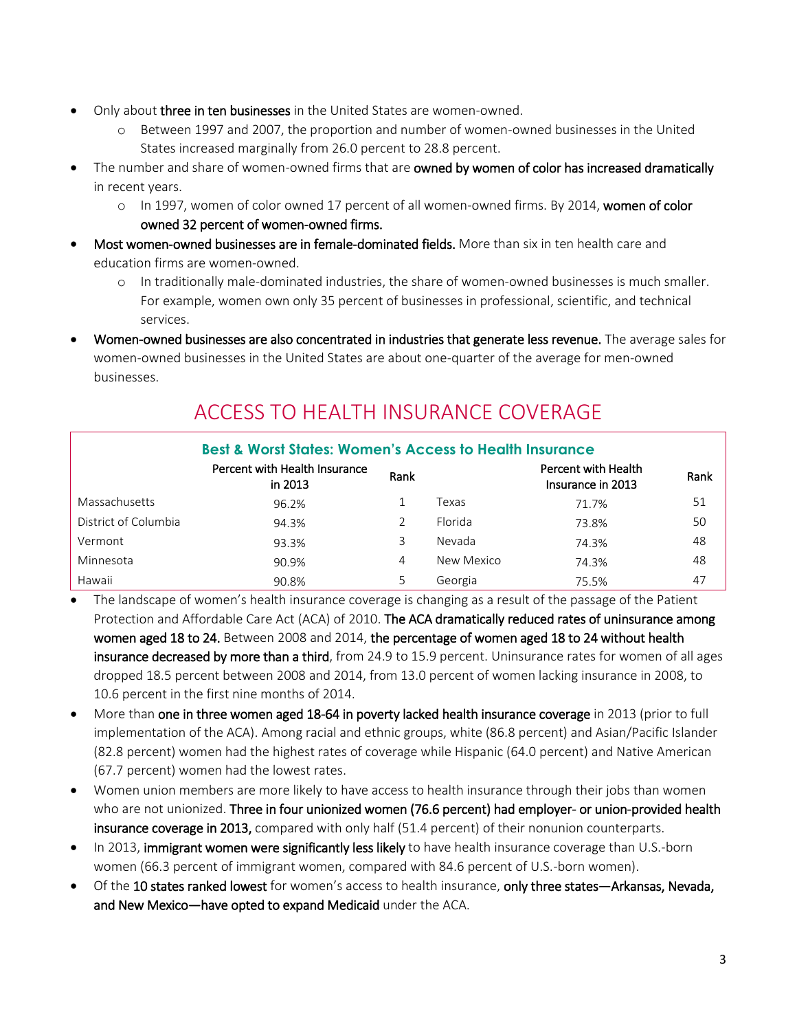- Only about **three in ten businesses** in the United States are women-owned.
    - Between 1997 and 2007, the proportion and number of women-owned businesses in the United States increased marginally from 26.0 percent to 28.8 percent.
- The number and share of women-owned firms that are **owned by women of color has increased dramatically** in recent years.
    - In 1997, women of color owned 17 percent of all women-owned firms. By 2014, **women of color owned 32 percent of women-owned firms.**
- **Most women-owned businesses are in female-dominated fields.** More than six in ten health care and education firms are women-owned.
    - In traditionally male-dominated industries, the share of women-owned businesses is much smaller. For example, women own only 35 percent of businesses in professional, scientific, and technical services.
- **Women-owned businesses are also concentrated in industries that generate less revenue.** The average sales for women-owned businesses in the United States are about one-quarter of the average for men-owned businesses.

## ACCESS TO HEALTH INSURANCE COVERAGE

**Best & Worst States: Women's Access to Health Insurance**

| | Percent with Health Insurance in 2013 | Rank | | Percent with Health Insurance in 2013 | Rank |
|---|---|---|---|---|---|
| Massachusetts | 96.2% | 1 | Texas | 71.7% | 51 |
| District of Columbia | 94.3% | 2 | Florida | 73.8% | 50 |
| Vermont | 93.3% | 3 | Nevada | 74.3% | 48 |
| Minnesota | 90.9% | 4 | New Mexico | 74.3% | 48 |
| Hawaii | 90.8% | 5 | Georgia | 75.5% | 47 |

- The landscape of women's health insurance coverage is changing as a result of the passage of the Patient Protection and Affordable Care Act (ACA) of 2010. **The ACA dramatically reduced rates of uninsurance among women aged 18 to 24.** Between 2008 and 2014, **the percentage of women aged 18 to 24 without health insurance decreased by more than a third**, from 24.9 to 15.9 percent. Uninsurance rates for women of all ages dropped 18.5 percent between 2008 and 2014, from 13.0 percent of women lacking insurance in 2008, to 10.6 percent in the first nine months of 2014.
- More than **one in three women aged 18-64 in poverty lacked health insurance coverage** in 2013 (prior to full implementation of the ACA). Among racial and ethnic groups, white (86.8 percent) and Asian/Pacific Islander (82.8 percent) women had the highest rates of coverage while Hispanic (64.0 percent) and Native American (67.7 percent) women had the lowest rates.
- Women union members are more likely to have access to health insurance through their jobs than women who are not unionized. **Three in four unionized women (76.6 percent) had employer- or union-provided health insurance coverage in 2013,** compared with only half (51.4 percent) of their nonunion counterparts.
- In 2013, **immigrant women were significantly less likely** to have health insurance coverage than U.S.-born women (66.3 percent of immigrant women, compared with 84.6 percent of U.S.-born women).
- Of the **10 states ranked lowest** for women's access to health insurance, **only three states—Arkansas, Nevada, and New Mexico—have opted to expand Medicaid** under the ACA.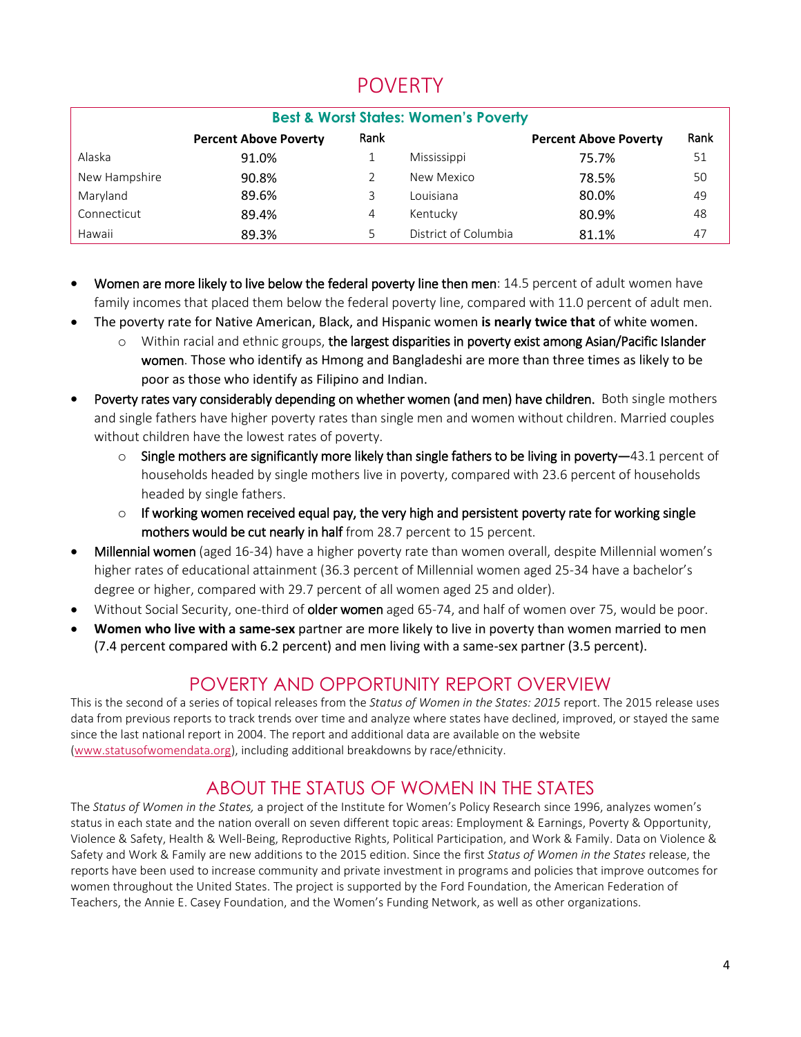# POVERTY

| Best & Worst States: Women's Poverty | | | | | |
|---|---|---|---|---|---|
| | Percent Above Poverty | Rank | | Percent Above Poverty | Rank |
| Alaska | 91.0% | 1 | Mississippi | 75.7% | 51 |
| New Hampshire | 90.8% | 2 | New Mexico | 78.5% | 50 |
| Maryland | 89.6% | 3 | Louisiana | 80.0% | 49 |
| Connecticut | 89.4% | 4 | Kentucky | 80.9% | 48 |
| Hawaii | 89.3% | 5 | District of Columbia | 81.1% | 47 |

- Women are more likely to live below the federal poverty line then men: 14.5 percent of adult women have family incomes that placed them below the federal poverty line, compared with 11.0 percent of adult men.
- The poverty rate for Native American, Black, and Hispanic women **is nearly twice that** of white women.
  - Within racial and ethnic groups, the largest disparities in poverty exist among Asian/Pacific Islander women. Those who identify as Hmong and Bangladeshi are more than three times as likely to be poor as those who identify as Filipino and Indian.
- Poverty rates vary considerably depending on whether women (and men) have children. Both single mothers and single fathers have higher poverty rates than single men and women without children. Married couples without children have the lowest rates of poverty.
  - Single mothers are significantly more likely than single fathers to be living in poverty—43.1 percent of households headed by single mothers live in poverty, compared with 23.6 percent of households headed by single fathers.
  - If working women received equal pay, the very high and persistent poverty rate for working single mothers would be cut nearly in half from 28.7 percent to 15 percent.
- Millennial women (aged 16-34) have a higher poverty rate than women overall, despite Millennial women's higher rates of educational attainment (36.3 percent of Millennial women aged 25-34 have a bachelor's degree or higher, compared with 29.7 percent of all women aged 25 and older).
- Without Social Security, one-third of older women aged 65-74, and half of women over 75, would be poor.
- **Women who live with a same-sex** partner are more likely to live in poverty than women married to men (7.4 percent compared with 6.2 percent) and men living with a same-sex partner (3.5 percent).

## POVERTY AND OPPORTUNITY REPORT OVERVIEW

This is the second of a series of topical releases from the *Status of Women in the States: 2015* report. The 2015 release uses data from previous reports to track trends over time and analyze where states have declined, improved, or stayed the same since the last national report in 2004. The report and additional data are available on the website (www.statusofwomendata.org), including additional breakdowns by race/ethnicity.

## ABOUT THE STATUS OF WOMEN IN THE STATES

The *Status of Women in the States,* a project of the Institute for Women's Policy Research since 1996, analyzes women's status in each state and the nation overall on seven different topic areas: Employment & Earnings, Poverty & Opportunity, Violence & Safety, Health & Well-Being, Reproductive Rights, Political Participation, and Work & Family. Data on Violence & Safety and Work & Family are new additions to the 2015 edition. Since the first *Status of Women in the States* release, the reports have been used to increase community and private investment in programs and policies that improve outcomes for women throughout the United States. The project is supported by the Ford Foundation, the American Federation of Teachers, the Annie E. Casey Foundation, and the Women's Funding Network, as well as other organizations.